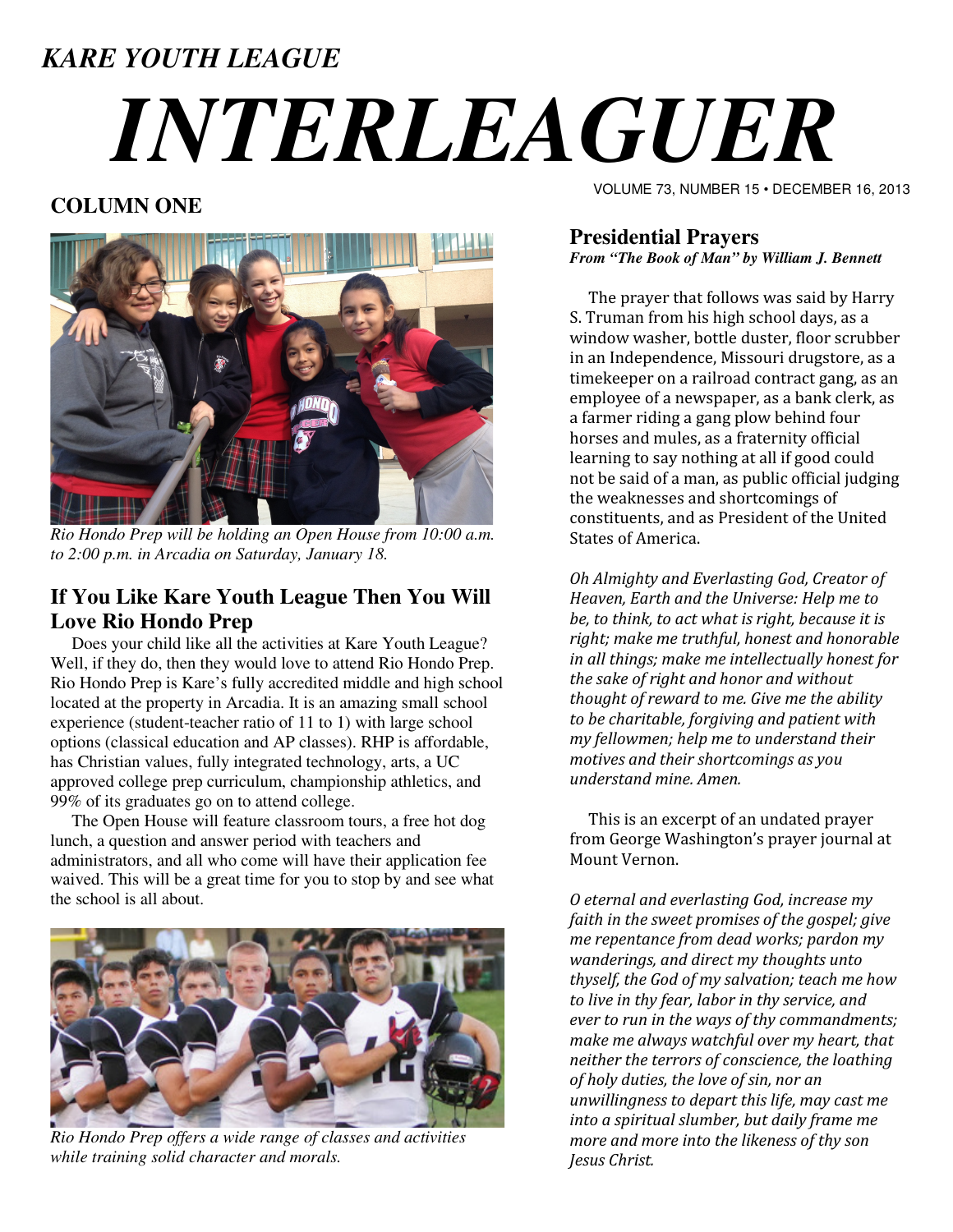*KARE YOUTH LEAGUE*

# *INTERLEAGUER*

VOLUME 73, NUMBER 15 • DECEMBER 16, 2013

## COLUMN ONE

*Rio Hondo Prep will be holding an Open House from 10:00 a.m. to 2:00 p.m. in Arcadia on Saturday, January 18.*

### If You Like Kare Youth League Then You Will Love Rio Hondo Prep

Does your child like all the activities at Kare Youth League? Well, if they do, then they would love to attend Rio Hondo Prep. Rio Hondo Prep is Kare's fully accredited middle and high school located at the property in Arcadia. It is an amazing small school experience (student-teacher ratio of 11 to 1) with large school options (classical education and AP classes). RHP is affordable, has Christian values, fully integrated technology, arts, a UC approved college prep curriculum, championship athletics, and 99% of its graduates go on to attend college.

The Open House will feature classroom tours, a free hot dog lunch, a question and answer period with teachers and administrators, and all who come will have their application fee waived. This will be a great time for you to stop by and see what the school is all about.

*Rio Hondo Prep offers a wide range of classes and activities while training solid character and morals.*

### Presidential Prayers

***From "The Book of Man" by William J. Bennett***

The prayer that follows was said by Harry S. Truman from his high school days, as a window washer, bottle duster, floor scrubber in an Independence, Missouri drugstore, as a timekeeper on a railroad contract gang, as an employee of a newspaper, as a bank clerk, as a farmer riding a gang plow behind four horses and mules, as a fraternity official learning to say nothing at all if good could not be said of a man, as public official judging the weaknesses and shortcomings of constituents, and as President of the United States of America.

*Oh Almighty and Everlasting God, Creator of Heaven, Earth and the Universe: Help me to be, to think, to act what is right, because it is right; make me truthful, honest and honorable in all things; make me intellectually honest for the sake of right and honor and without thought of reward to me. Give me the ability to be charitable, forgiving and patient with my fellowmen; help me to understand their motives and their shortcomings as you understand mine. Amen.*

This is an excerpt of an undated prayer from George Washington's prayer journal at Mount Vernon.

*O eternal and everlasting God, increase my faith in the sweet promises of the gospel; give me repentance from dead works; pardon my wanderings, and direct my thoughts unto thyself, the God of my salvation; teach me how to live in thy fear, labor in thy service, and ever to run in the ways of thy commandments; make me always watchful over my heart, that neither the terrors of conscience, the loathing of holy duties, the love of sin, nor an unwillingness to depart this life, may cast me into a spiritual slumber, but daily frame me more and more into the likeness of thy son Jesus Christ.*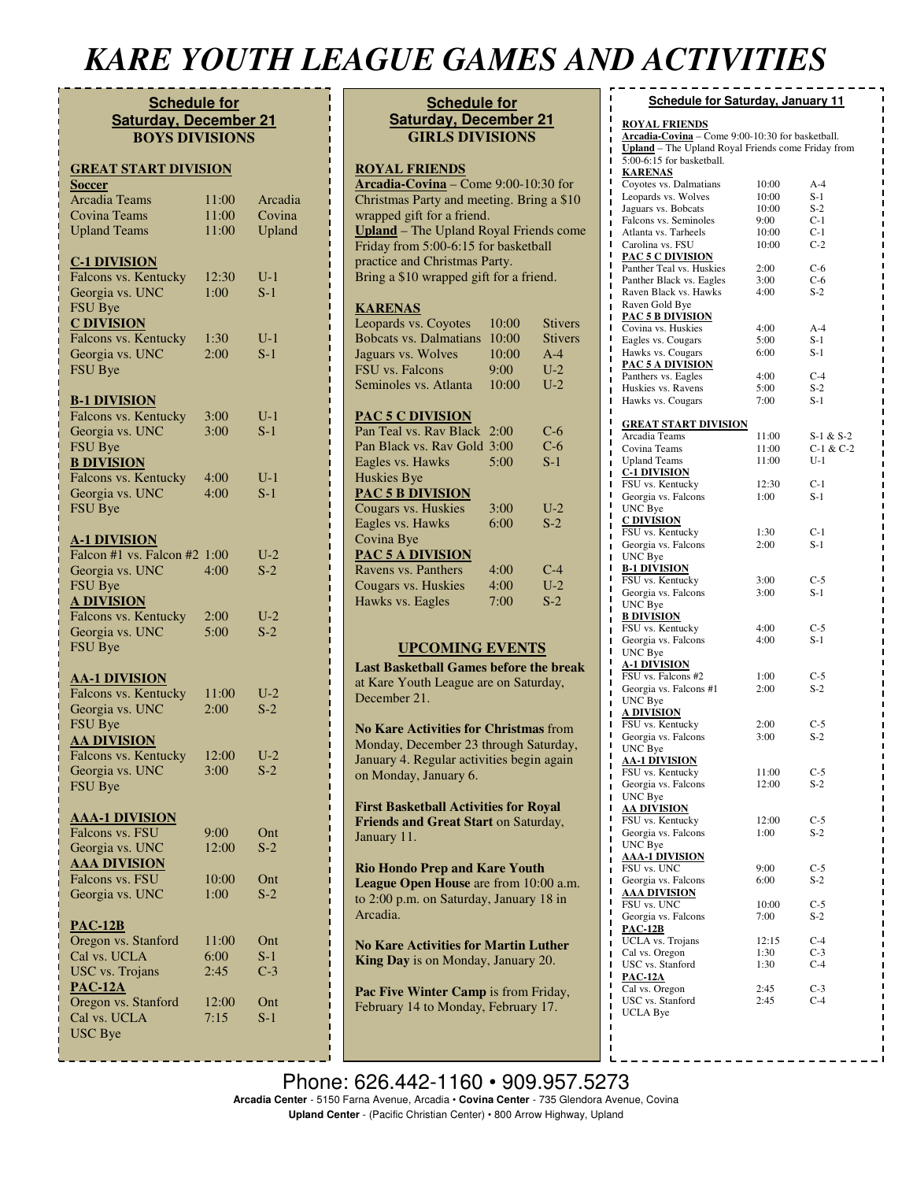# KARE YOUTH LEAGUE GAMES AND ACTIVITIES

## Schedule for Saturday, December 21
## BOYS DIVISIONS

**GREAT START DIVISION**

**Soccer**

| | | |
|---|---|---|
| Arcadia Teams | 11:00 | Arcadia |
| Covina Teams | 11:00 | Covina |
| Upland Teams | 11:00 | Upland |

**C-1 DIVISION**

| | | |
|---|---|---|
| Falcons vs. Kentucky | 12:30 | U-1 |
| Georgia vs. UNC | 1:00 | S-1 |
| FSU Bye | | |

**C DIVISION**

| | | |
|---|---|---|
| Falcons vs. Kentucky | 1:30 | U-1 |
| Georgia vs. UNC | 2:00 | S-1 |
| FSU Bye | | |

**B-1 DIVISION**

| | | |
|---|---|---|
| Falcons vs. Kentucky | 3:00 | U-1 |
| Georgia vs. UNC | 3:00 | S-1 |
| FSU Bye | | |

**B DIVISION**

| | | |
|---|---|---|
| Falcons vs. Kentucky | 4:00 | U-1 |
| Georgia vs. UNC | 4:00 | S-1 |
| FSU Bye | | |

**A-1 DIVISION**

| | | |
|---|---|---|
| Falcon #1 vs. Falcon #2 | 1:00 | U-2 |
| Georgia vs. UNC | 4:00 | S-2 |
| FSU Bye | | |

**A DIVISION**

| | | |
|---|---|---|
| Falcons vs. Kentucky | 2:00 | U-2 |
| Georgia vs. UNC | 5:00 | S-2 |
| FSU Bye | | |

**AA-1 DIVISION**

| | | |
|---|---|---|
| Falcons vs. Kentucky | 11:00 | U-2 |
| Georgia vs. UNC | 2:00 | S-2 |
| FSU Bye | | |

**AA DIVISION**

| | | |
|---|---|---|
| Falcons vs. Kentucky | 12:00 | U-2 |
| Georgia vs. UNC | 3:00 | S-2 |
| FSU Bye | | |

**AAA-1 DIVISION**

| | | |
|---|---|---|
| Falcons vs. FSU | 9:00 | Ont |
| Georgia vs. UNC | 12:00 | S-2 |

**AAA DIVISION**

| | | |
|---|---|---|
| Falcons vs. FSU | 10:00 | Ont |
| Georgia vs. UNC | 1:00 | S-2 |

**PAC-12B**

| | | |
|---|---|---|
| Oregon vs. Stanford | 11:00 | Ont |
| Cal vs. UCLA | 6:00 | S-1 |
| USC vs. Trojans | 2:45 | C-3 |

**PAC-12A**

| | | |
|---|---|---|
| Oregon vs. Stanford | 12:00 | Ont |
| Cal vs. UCLA | 7:15 | S-1 |
| USC Bye | | |

## Schedule for Saturday, December 21
## GIRLS DIVISIONS

**ROYAL FRIENDS**

**Arcadia-Covina** – Come 9:00-10:30 for Christmas Party and meeting. Bring a $10 wrapped gift for a friend.

**Upland** – The Upland Royal Friends come Friday from 5:00-6:15 for basketball practice and Christmas Party. Bring a $10 wrapped gift for a friend.

**KARENAS**

| | | |
|---|---|---|
| Leopards vs. Coyotes | 10:00 | Stivers |
| Bobcats vs. Dalmatians | 10:00 | Stivers |
| Jaguars vs. Wolves | 10:00 | A-4 |
| FSU vs. Falcons | 9:00 | U-2 |
| Seminoles vs. Atlanta | 10:00 | U-2 |

**PAC 5 C DIVISION**

| | | |
|---|---|---|
| Pan Teal vs. Rav Black | 2:00 | C-6 |
| Pan Black vs. Rav Gold | 3:00 | C-6 |
| Eagles vs. Hawks | 5:00 | S-1 |
| Huskies Bye | | |

**PAC 5 B DIVISION**

| | | |
|---|---|---|
| Cougars vs. Huskies | 3:00 | U-2 |
| Eagles vs. Hawks | 6:00 | S-2 |
| Covina Bye | | |

**PAC 5 A DIVISION**

| | | |
|---|---|---|
| Ravens vs. Panthers | 4:00 | C-4 |
| Cougars vs. Huskies | 4:00 | U-2 |
| Hawks vs. Eagles | 7:00 | S-2 |

## UPCOMING EVENTS

**Last Basketball Games before the break** at Kare Youth League are on Saturday, December 21.

**No Kare Activities for Christmas** from Monday, December 23 through Saturday, January 4. Regular activities begin again on Monday, January 6.

**First Basketball Activities for Royal Friends and Great Start** on Saturday, January 11.

**Rio Hondo Prep and Kare Youth League Open House** are from 10:00 a.m. to 2:00 p.m. on Saturday, January 18 in Arcadia.

**No Kare Activities for Martin Luther King Day** is on Monday, January 20.

**Pac Five Winter Camp** is from Friday, February 14 to Monday, February 17.

## Schedule for Saturday, January 11

**ROYAL FRIENDS**

**Arcadia-Covina** – Come 9:00-10:30 for basketball.

**Upland** – The Upland Royal Friends come Friday from 5:00-6:15 for basketball.

**KARENAS**

| | | |
|---|---|---|
| Coyotes vs. Dalmatians | 10:00 | A-4 |
| Leopards vs. Wolves | 10:00 | S-1 |
| Jaguars vs. Bobcats | 10:00 | S-2 |
| Falcons vs. Seminoles | 9:00 | C-1 |
| Atlanta vs. Tarheels | 10:00 | C-1 |
| Carolina vs. FSU | 10:00 | C-2 |

**PAC 5 C DIVISION**

| | | |
|---|---|---|
| Panther Teal vs. Huskies | 2:00 | C-6 |
| Panther Black vs. Eagles | 3:00 | C-6 |
| Raven Black vs. Hawks | 4:00 | S-2 |
| Raven Gold Bye | | |

**PAC 5 B DIVISION**

| | | |
|---|---|---|
| Covina vs. Huskies | 4:00 | A-4 |
| Eagles vs. Cougars | 5:00 | S-1 |
| Hawks vs. Cougars | 6:00 | S-1 |

**PAC 5 A DIVISION**

| | | |
|---|---|---|
| Panthers vs. Eagles | 4:00 | C-4 |
| Huskies vs. Ravens | 5:00 | S-2 |
| Hawks vs. Cougars | 7:00 | S-1 |

**GREAT START DIVISION**

| | | |
|---|---|---|
| Arcadia Teams | 11:00 | S-1 & S-2 |
| Covina Teams | 11:00 | C-1 & C-2 |
| Upland Teams | 11:00 | U-1 |

**C-1 DIVISION**

| | | |
|---|---|---|
| FSU vs. Kentucky | 12:30 | C-1 |
| Georgia vs. Falcons | 1:00 | S-1 |
| UNC Bye | | |

**C DIVISION**

| | | |
|---|---|---|
| FSU vs. Kentucky | 1:30 | C-1 |
| Georgia vs. Falcons | 2:00 | S-1 |
| UNC Bye | | |

**B-1 DIVISION**

| | | |
|---|---|---|
| FSU vs. Kentucky | 3:00 | C-5 |
| Georgia vs. Falcons | 3:00 | S-1 |
| UNC Bye | | |

**B DIVISION**

| | | |
|---|---|---|
| FSU vs. Kentucky | 4:00 | C-5 |
| Georgia vs. Falcons | 4:00 | S-1 |
| UNC Bye | | |

**A-1 DIVISION**

| | | |
|---|---|---|
| FSU vs. Falcons #2 | 1:00 | C-5 |
| Georgia vs. Falcons #1 | 2:00 | S-2 |
| UNC Bye | | |

**A DIVISION**

| | | |
|---|---|---|
| FSU vs. Kentucky | 2:00 | C-5 |
| Georgia vs. Falcons | 3:00 | S-2 |
| UNC Bye | | |

**AA-1 DIVISION**

| | | |
|---|---|---|
| FSU vs. Kentucky | 11:00 | C-5 |
| Georgia vs. Falcons | 12:00 | S-2 |
| UNC Bye | | |

**AA DIVISION**

| | | |
|---|---|---|
| FSU vs. Kentucky | 12:00 | C-5 |
| Georgia vs. Falcons | 1:00 | S-2 |
| UNC Bye | | |

**AAA-1 DIVISION**

| | | |
|---|---|---|
| FSU vs. UNC | 9:00 | C-5 |
| Georgia vs. Falcons | 6:00 | S-2 |

**AAA DIVISION**

| | | |
|---|---|---|
| FSU vs. UNC | 10:00 | C-5 |
| Georgia vs. Falcons | 7:00 | S-2 |

**PAC-12B**

| | | |
|---|---|---|
| UCLA vs. Trojans | 12:15 | C-4 |
| Cal vs. Oregon | 1:30 | C-3 |
| USC vs. Stanford | 1:30 | C-4 |

**PAC-12A**

| | | |
|---|---|---|
| Cal vs. Oregon | 2:45 | C-3 |
| USC vs. Stanford | 2:45 | C-4 |
| UCLA Bye | | |

Phone: 626.442-1160 • 909.957.5273

**Arcadia Center** - 5150 Farna Avenue, Arcadia • **Covina Center** - 735 Glendora Avenue, Covina

**Upland Center** - (Pacific Christian Center) • 800 Arrow Highway, Upland